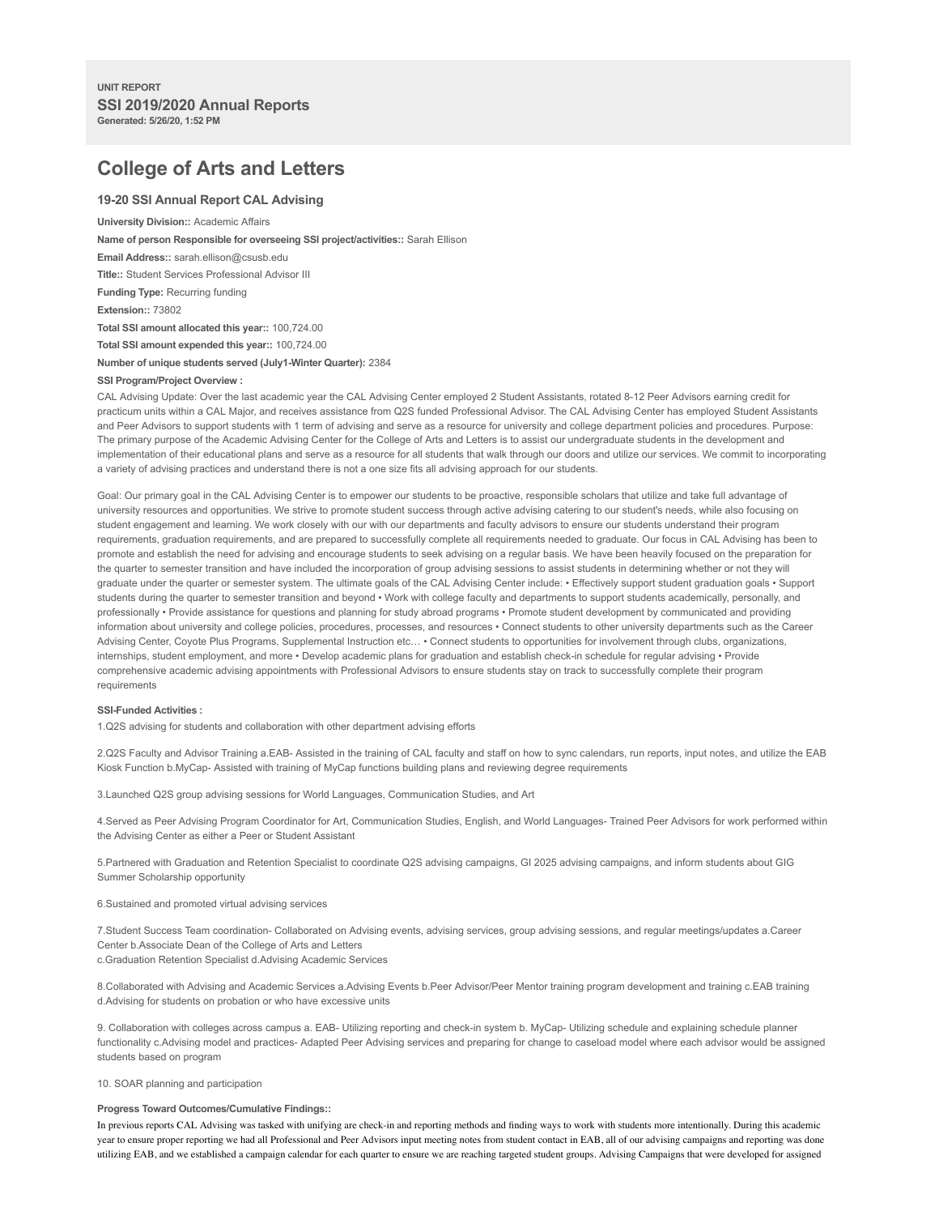**UNIT REPORT**

**SSI 2019/2020 Annual Reports**

**Generated: 5/26/20, 1:52 PM**

# College of Arts and Letters

## 19-20 SSI Annual Report CAL Advising

**University Division::** Academic Affairs

**Name of person Responsible for overseeing SSI project/activities::** Sarah Ellison

**Email Address::** sarah.ellison@csusb.edu

**Title::** Student Services Professional Advisor III

**Funding Type:** Recurring funding

**Extension::** 73802

**Total SSI amount allocated this year::** 100,724.00

**Total SSI amount expended this year::** 100,724.00

**Number of unique students served (July1-Winter Quarter):** 2384

**SSI Program/Project Overview :**

CAL Advising Update: Over the last academic year the CAL Advising Center employed 2 Student Assistants, rotated 8-12 Peer Advisors earning credit for practicum units within a CAL Major, and receives assistance from Q2S funded Professional Advisor. The CAL Advising Center has employed Student Assistants and Peer Advisors to support students with 1 term of advising and serve as a resource for university and college department policies and procedures. Purpose: The primary purpose of the Academic Advising Center for the College of Arts and Letters is to assist our undergraduate students in the development and implementation of their educational plans and serve as a resource for all students that walk through our doors and utilize our services. We commit to incorporating a variety of advising practices and understand there is not a one size fits all advising approach for our students.

Goal: Our primary goal in the CAL Advising Center is to empower our students to be proactive, responsible scholars that utilize and take full advantage of university resources and opportunities. We strive to promote student success through active advising catering to our student's needs, while also focusing on student engagement and learning. We work closely with our with our departments and faculty advisors to ensure our students understand their program requirements, graduation requirements, and are prepared to successfully complete all requirements needed to graduate. Our focus in CAL Advising has been to promote and establish the need for advising and encourage students to seek advising on a regular basis. We have been heavily focused on the preparation for the quarter to semester transition and have included the incorporation of group advising sessions to assist students in determining whether or not they will graduate under the quarter or semester system. The ultimate goals of the CAL Advising Center include: • Effectively support student graduation goals • Support students during the quarter to semester transition and beyond • Work with college faculty and departments to support students academically, personally, and professionally • Provide assistance for questions and planning for study abroad programs • Promote student development by communicated and providing information about university and college policies, procedures, processes, and resources • Connect students to other university departments such as the Career Advising Center, Coyote Plus Programs, Supplemental Instruction etc… • Connect students to opportunities for involvement through clubs, organizations, internships, student employment, and more • Develop academic plans for graduation and establish check-in schedule for regular advising • Provide comprehensive academic advising appointments with Professional Advisors to ensure students stay on track to successfully complete their program requirements

**SSI-Funded Activities :**

1.Q2S advising for students and collaboration with other department advising efforts

2.Q2S Faculty and Advisor Training a.EAB- Assisted in the training of CAL faculty and staff on how to sync calendars, run reports, input notes, and utilize the EAB Kiosk Function b.MyCap- Assisted with training of MyCap functions building plans and reviewing degree requirements

3.Launched Q2S group advising sessions for World Languages, Communication Studies, and Art

4.Served as Peer Advising Program Coordinator for Art, Communication Studies, English, and World Languages- Trained Peer Advisors for work performed within the Advising Center as either a Peer or Student Assistant

5.Partnered with Graduation and Retention Specialist to coordinate Q2S advising campaigns, GI 2025 advising campaigns, and inform students about GIG Summer Scholarship opportunity

6.Sustained and promoted virtual advising services

7.Student Success Team coordination- Collaborated on Advising events, advising services, group advising sessions, and regular meetings/updates a.Career Center b.Associate Dean of the College of Arts and Letters
c.Graduation Retention Specialist d.Advising Academic Services

8.Collaborated with Advising and Academic Services a.Advising Events b.Peer Advisor/Peer Mentor training program development and training c.EAB training d.Advising for students on probation or who have excessive units

9. Collaboration with colleges across campus a. EAB- Utilizing reporting and check-in system b. MyCap- Utilizing schedule and explaining schedule planner functionality c.Advising model and practices- Adapted Peer Advising services and preparing for change to caseload model where each advisor would be assigned students based on program

10. SOAR planning and participation

**Progress Toward Outcomes/Cumulative Findings::**

In previous reports CAL Advising was tasked with unifying are check-in and reporting methods and finding ways to work with students more intentionally. During this academic year to ensure proper reporting we had all Professional and Peer Advisors input meeting notes from student contact in EAB, all of our advising campaigns and reporting was done utilizing EAB, and we established a campaign calendar for each quarter to ensure we are reaching targeted student groups. Advising Campaigns that were developed for assigned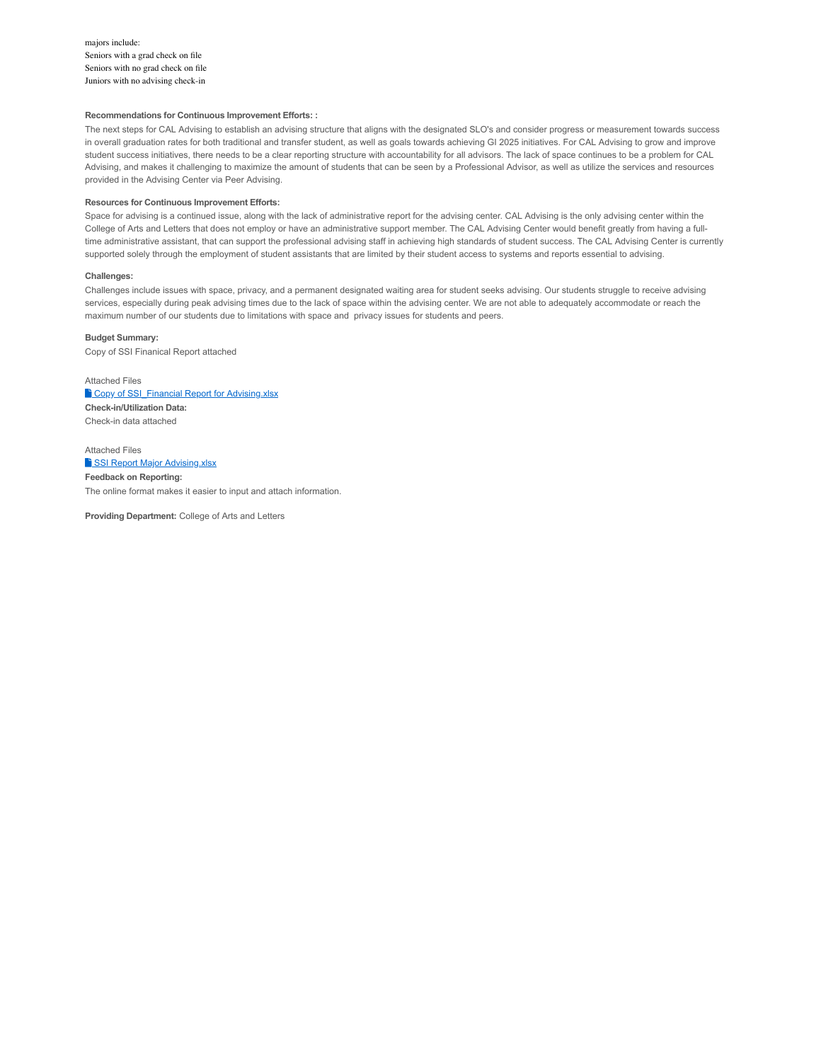majors include:
Seniors with a grad check on file
Seniors with no grad check on file
Juniors with no advising check-in

**Recommendations for Continuous Improvement Efforts: :**

The next steps for CAL Advising to establish an advising structure that aligns with the designated SLO's and consider progress or measurement towards success in overall graduation rates for both traditional and transfer student, as well as goals towards achieving GI 2025 initiatives. For CAL Advising to grow and improve student success initiatives, there needs to be a clear reporting structure with accountability for all advisors. The lack of space continues to be a problem for CAL Advising, and makes it challenging to maximize the amount of students that can be seen by a Professional Advisor, as well as utilize the services and resources provided in the Advising Center via Peer Advising.

**Resources for Continuous Improvement Efforts:**

Space for advising is a continued issue, along with the lack of administrative report for the advising center. CAL Advising is the only advising center within the College of Arts and Letters that does not employ or have an administrative support member. The CAL Advising Center would benefit greatly from having a full-time administrative assistant, that can support the professional advising staff in achieving high standards of student success. The CAL Advising Center is currently supported solely through the employment of student assistants that are limited by their student access to systems and reports essential to advising.

**Challenges:**

Challenges include issues with space, privacy, and a permanent designated waiting area for student seeks advising. Our students struggle to receive advising services, especially during peak advising times due to the lack of space within the advising center. We are not able to adequately accommodate or reach the maximum number of our students due to limitations with space and privacy issues for students and peers.

**Budget Summary:**

Copy of SSI Finanical Report attached

Attached Files

[Copy of SSI_Financial Report for Advising.xlsx]

**Check-in/Utilization Data:**

Check-in data attached

Attached Files

[SSI Report Major Advising.xlsx]

**Feedback on Reporting:**

The online format makes it easier to input and attach information.

**Providing Department:** College of Arts and Letters